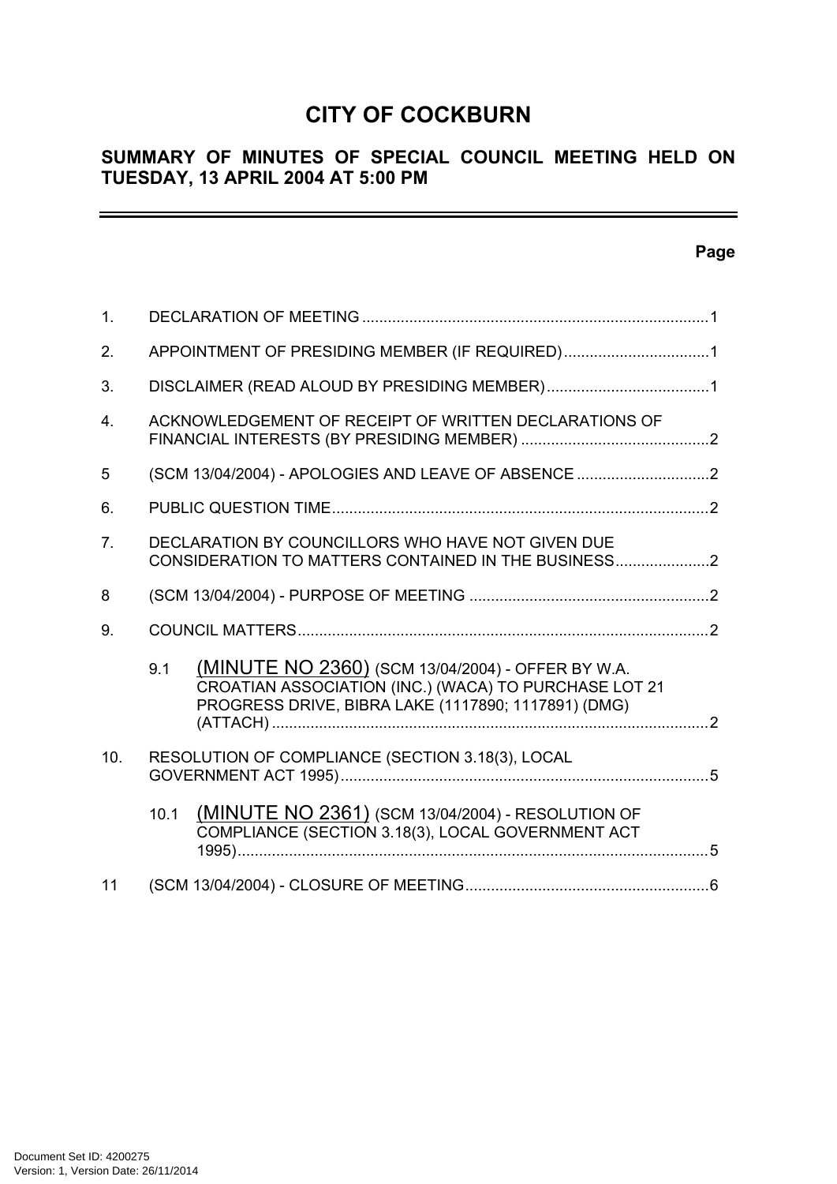# CITY OF COCKBURN

## SUMMARY OF MINUTES OF SPECIAL COUNCIL MEETING HELD ON TUESDAY, 13 APRIL 2004 AT 5:00 PM

---

**Page**

1. DECLARATION OF MEETING ....................................................................................1

2. APPOINTMENT OF PRESIDING MEMBER (IF REQUIRED)..................................1

3. DISCLAIMER (READ ALOUD BY PRESIDING MEMBER)......................................1

4. ACKNOWLEDGEMENT OF RECEIPT OF WRITTEN DECLARATIONS OF FINANCIAL INTERESTS (BY PRESIDING MEMBER) ............................................2

5 (SCM 13/04/2004) - APOLOGIES AND LEAVE OF ABSENCE ...............................2

6. PUBLIC QUESTION TIME........................................................................................2

7. DECLARATION BY COUNCILLORS WHO HAVE NOT GIVEN DUE CONSIDERATION TO MATTERS CONTAINED IN THE BUSINESS......................2

8 (SCM 13/04/2004) - PURPOSE OF MEETING ........................................................2

9. COUNCIL MATTERS................................................................................................2

   9.1 (MINUTE NO 2360) (SCM 13/04/2004) - OFFER BY W.A. CROATIAN ASSOCIATION (INC.) (WACA) TO PURCHASE LOT 21 PROGRESS DRIVE, BIBRA LAKE (1117890; 1117891) (DMG) (ATTACH) ......................................................................................................2

10. RESOLUTION OF COMPLIANCE (SECTION 3.18(3), LOCAL GOVERNMENT ACT 1995).....................................................................................5

   10.1 (MINUTE NO 2361) (SCM 13/04/2004) - RESOLUTION OF COMPLIANCE (SECTION 3.18(3), LOCAL GOVERNMENT ACT 1995)..............................................................................................................5

11 (SCM 13/04/2004) - CLOSURE OF MEETING.........................................................6

Document Set ID: 4200275
Version: 1, Version Date: 26/11/2014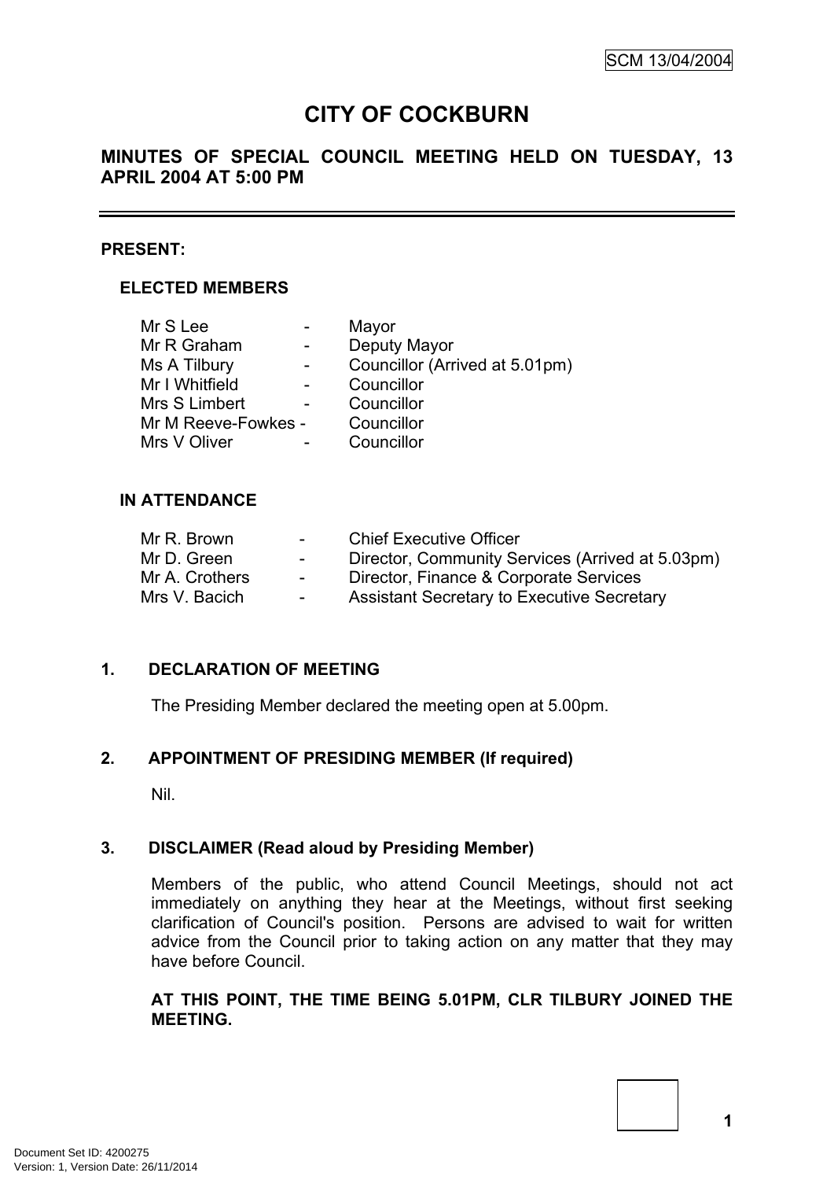# CITY OF COCKBURN

## MINUTES OF SPECIAL COUNCIL MEETING HELD ON TUESDAY, 13 APRIL 2004 AT 5:00 PM

**PRESENT:**

**ELECTED MEMBERS**

| | | |
|---|---|---|
| Mr S Lee | - | Mayor |
| Mr R Graham | - | Deputy Mayor |
| Ms A Tilbury | - | Councillor (Arrived at 5.01pm) |
| Mr I Whitfield | - | Councillor |
| Mrs S Limbert | - | Councillor |
| Mr M Reeve-Fowkes | - | Councillor |
| Mrs V Oliver | - | Councillor |

**IN ATTENDANCE**

| | | |
|---|---|---|
| Mr R. Brown | - | Chief Executive Officer |
| Mr D. Green | - | Director, Community Services (Arrived at 5.03pm) |
| Mr A. Crothers | - | Director, Finance & Corporate Services |
| Mrs V. Bacich | - | Assistant Secretary to Executive Secretary |

**1. DECLARATION OF MEETING**

The Presiding Member declared the meeting open at 5.00pm.

**2. APPOINTMENT OF PRESIDING MEMBER (If required)**

Nil.

**3. DISCLAIMER (Read aloud by Presiding Member)**

Members of the public, who attend Council Meetings, should not act immediately on anything they hear at the Meetings, without first seeking clarification of Council's position. Persons are advised to wait for written advice from the Council prior to taking action on any matter that they may have before Council.

**AT THIS POINT, THE TIME BEING 5.01PM, CLR TILBURY JOINED THE MEETING.**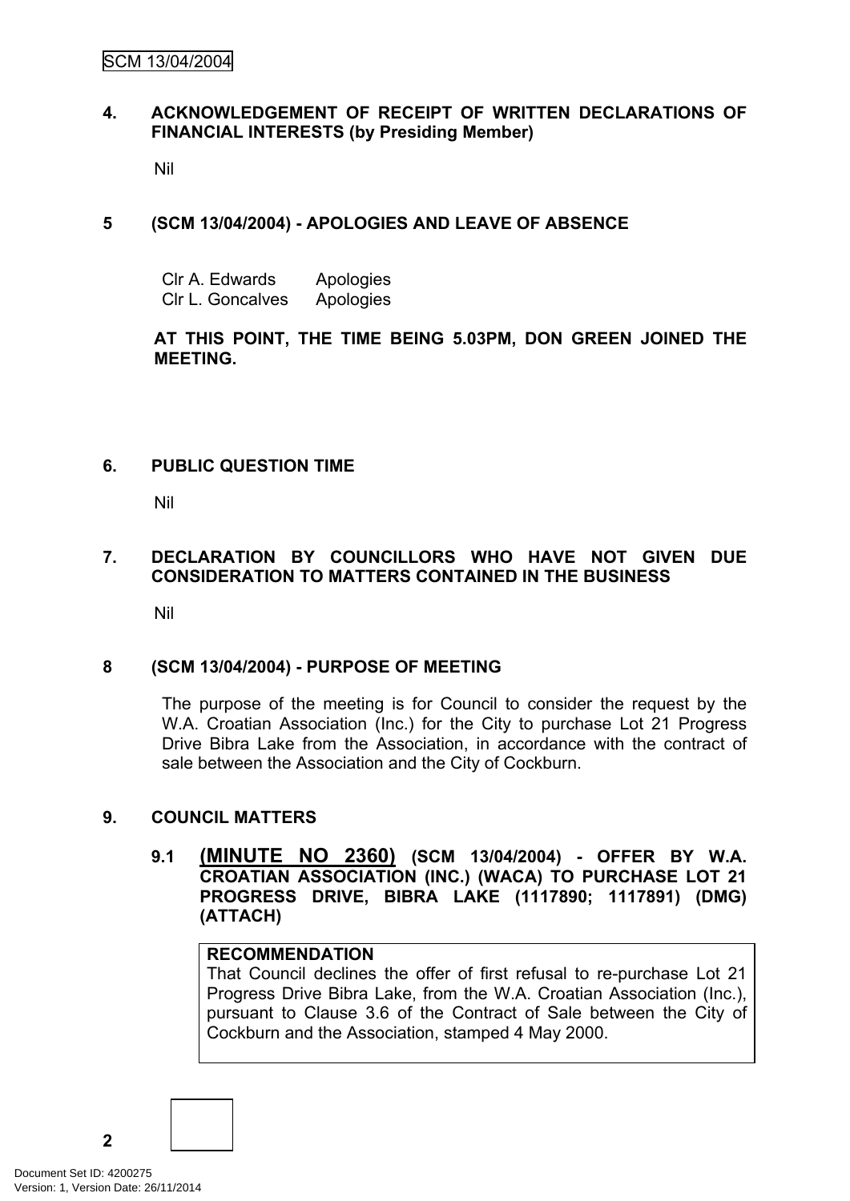## 4. ACKNOWLEDGEMENT OF RECEIPT OF WRITTEN DECLARATIONS OF FINANCIAL INTERESTS (by Presiding Member)

Nil

## 5 (SCM 13/04/2004) - APOLOGIES AND LEAVE OF ABSENCE

| | |
|---|---|
| Clr A. Edwards | Apologies |
| Clr L. Goncalves | Apologies |

**AT THIS POINT, THE TIME BEING 5.03PM, DON GREEN JOINED THE MEETING.**

## 6. PUBLIC QUESTION TIME

Nil

## 7. DECLARATION BY COUNCILLORS WHO HAVE NOT GIVEN DUE CONSIDERATION TO MATTERS CONTAINED IN THE BUSINESS

Nil

## 8 (SCM 13/04/2004) - PURPOSE OF MEETING

The purpose of the meeting is for Council to consider the request by the W.A. Croatian Association (Inc.) for the City to purchase Lot 21 Progress Drive Bibra Lake from the Association, in accordance with the contract of sale between the Association and the City of Cockburn.

## 9. COUNCIL MATTERS

### 9.1 (MINUTE NO 2360) (SCM 13/04/2004) - OFFER BY W.A. CROATIAN ASSOCIATION (INC.) (WACA) TO PURCHASE LOT 21 PROGRESS DRIVE, BIBRA LAKE (1117890; 1117891) (DMG) (ATTACH)

**RECOMMENDATION**
That Council declines the offer of first refusal to re-purchase Lot 21 Progress Drive Bibra Lake, from the W.A. Croatian Association (Inc.), pursuant to Clause 3.6 of the Contract of Sale between the City of Cockburn and the Association, stamped 4 May 2000.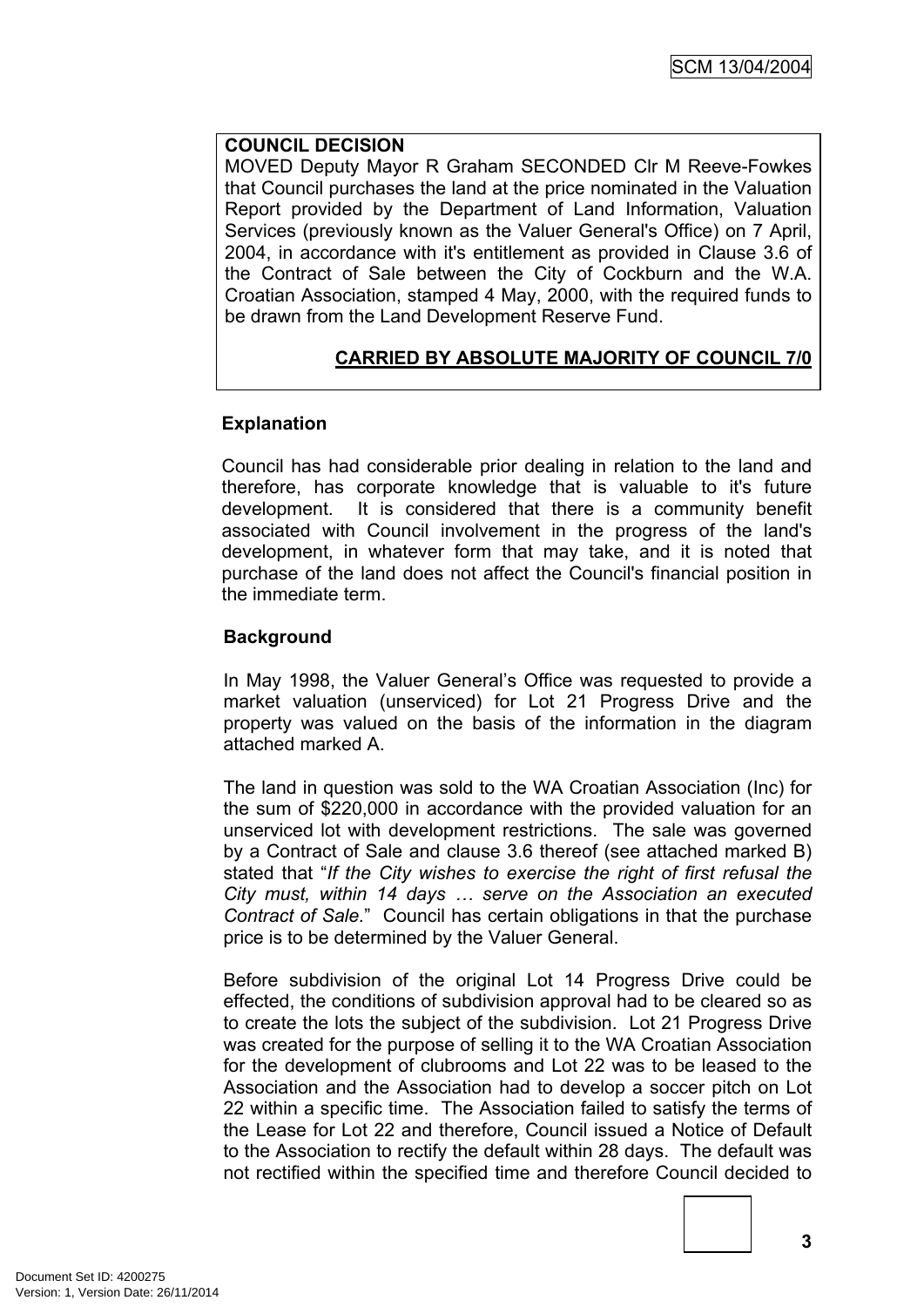**COUNCIL DECISION**
MOVED Deputy Mayor R Graham SECONDED Clr M Reeve-Fowkes that Council purchases the land at the price nominated in the Valuation Report provided by the Department of Land Information, Valuation Services (previously known as the Valuer General's Office) on 7 April, 2004, in accordance with it's entitlement as provided in Clause 3.6 of the Contract of Sale between the City of Cockburn and the W.A. Croatian Association, stamped 4 May, 2000, with the required funds to be drawn from the Land Development Reserve Fund.

**CARRIED BY ABSOLUTE MAJORITY OF COUNCIL 7/0**

**Explanation**

Council has had considerable prior dealing in relation to the land and therefore, has corporate knowledge that is valuable to it's future development. It is considered that there is a community benefit associated with Council involvement in the progress of the land's development, in whatever form that may take, and it is noted that purchase of the land does not affect the Council's financial position in the immediate term.

**Background**

In May 1998, the Valuer General's Office was requested to provide a market valuation (unserviced) for Lot 21 Progress Drive and the property was valued on the basis of the information in the diagram attached marked A.

The land in question was sold to the WA Croatian Association (Inc) for the sum of $220,000 in accordance with the provided valuation for an unserviced lot with development restrictions. The sale was governed by a Contract of Sale and clause 3.6 thereof (see attached marked B) stated that "*If the City wishes to exercise the right of first refusal the City must, within 14 days … serve on the Association an executed Contract of Sale.*" Council has certain obligations in that the purchase price is to be determined by the Valuer General.

Before subdivision of the original Lot 14 Progress Drive could be effected, the conditions of subdivision approval had to be cleared so as to create the lots the subject of the subdivision. Lot 21 Progress Drive was created for the purpose of selling it to the WA Croatian Association for the development of clubrooms and Lot 22 was to be leased to the Association and the Association had to develop a soccer pitch on Lot 22 within a specific time. The Association failed to satisfy the terms of the Lease for Lot 22 and therefore, Council issued a Notice of Default to the Association to rectify the default within 28 days. The default was not rectified within the specified time and therefore Council decided to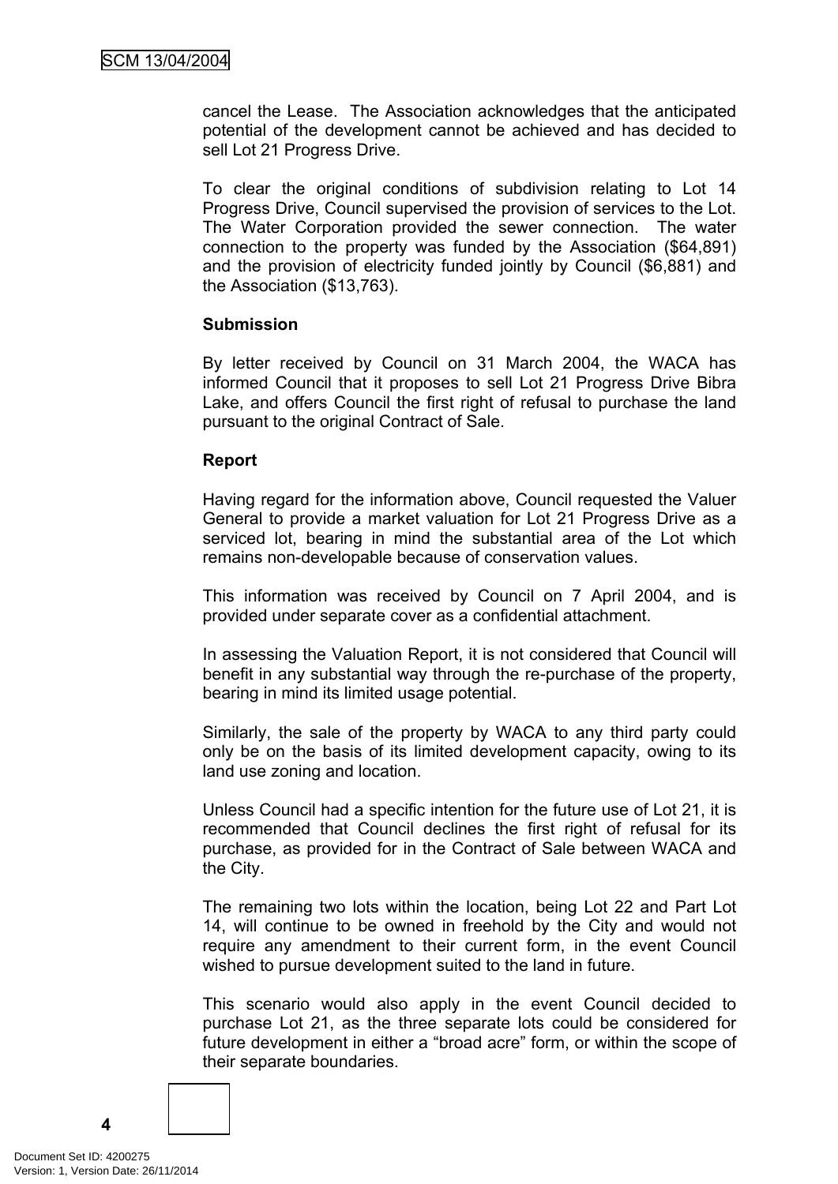cancel the Lease. The Association acknowledges that the anticipated potential of the development cannot be achieved and has decided to sell Lot 21 Progress Drive.

To clear the original conditions of subdivision relating to Lot 14 Progress Drive, Council supervised the provision of services to the Lot. The Water Corporation provided the sewer connection. The water connection to the property was funded by the Association ($64,891) and the provision of electricity funded jointly by Council ($6,881) and the Association ($13,763).

**Submission**

By letter received by Council on 31 March 2004, the WACA has informed Council that it proposes to sell Lot 21 Progress Drive Bibra Lake, and offers Council the first right of refusal to purchase the land pursuant to the original Contract of Sale.

**Report**

Having regard for the information above, Council requested the Valuer General to provide a market valuation for Lot 21 Progress Drive as a serviced lot, bearing in mind the substantial area of the Lot which remains non-developable because of conservation values.

This information was received by Council on 7 April 2004, and is provided under separate cover as a confidential attachment.

In assessing the Valuation Report, it is not considered that Council will benefit in any substantial way through the re-purchase of the property, bearing in mind its limited usage potential.

Similarly, the sale of the property by WACA to any third party could only be on the basis of its limited development capacity, owing to its land use zoning and location.

Unless Council had a specific intention for the future use of Lot 21, it is recommended that Council declines the first right of refusal for its purchase, as provided for in the Contract of Sale between WACA and the City.

The remaining two lots within the location, being Lot 22 and Part Lot 14, will continue to be owned in freehold by the City and would not require any amendment to their current form, in the event Council wished to pursue development suited to the land in future.

This scenario would also apply in the event Council decided to purchase Lot 21, as the three separate lots could be considered for future development in either a “broad acre” form, or within the scope of their separate boundaries.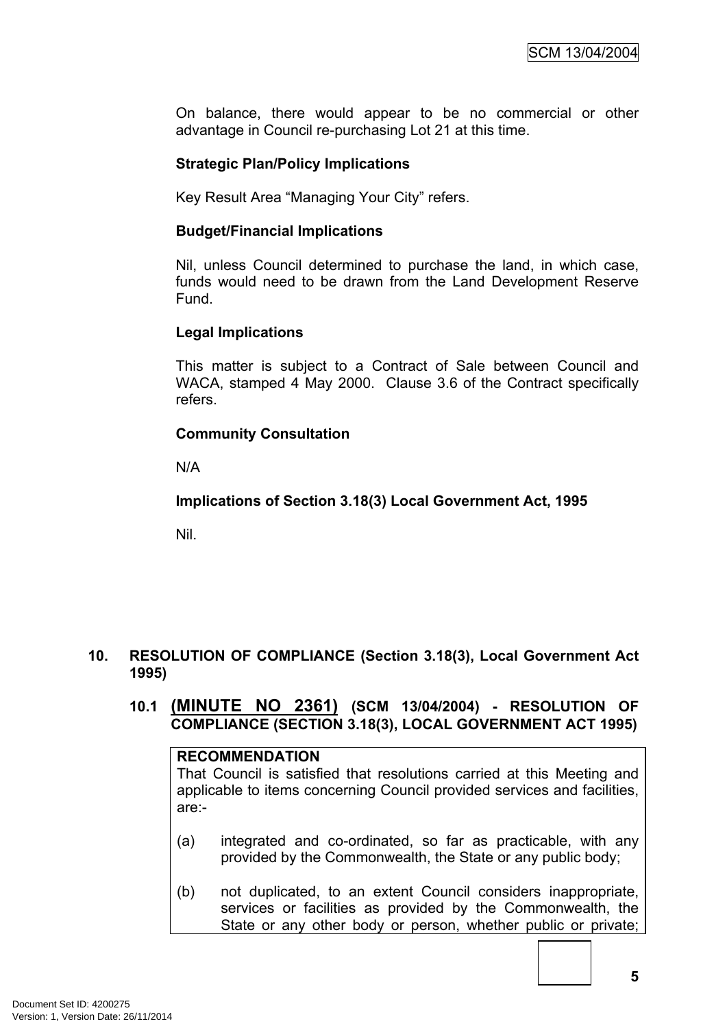On balance, there would appear to be no commercial or other advantage in Council re-purchasing Lot 21 at this time.

**Strategic Plan/Policy Implications**

Key Result Area "Managing Your City" refers.

**Budget/Financial Implications**

Nil, unless Council determined to purchase the land, in which case, funds would need to be drawn from the Land Development Reserve Fund.

**Legal Implications**

This matter is subject to a Contract of Sale between Council and WACA, stamped 4 May 2000. Clause 3.6 of the Contract specifically refers.

**Community Consultation**

N/A

**Implications of Section 3.18(3) Local Government Act, 1995**

Nil.

## 10. RESOLUTION OF COMPLIANCE (Section 3.18(3), Local Government Act 1995)

### 10.1 (MINUTE NO 2361) (SCM 13/04/2004) - RESOLUTION OF COMPLIANCE (SECTION 3.18(3), LOCAL GOVERNMENT ACT 1995)

**RECOMMENDATION**

That Council is satisfied that resolutions carried at this Meeting and applicable to items concerning Council provided services and facilities, are:-

(a) integrated and co-ordinated, so far as practicable, with any provided by the Commonwealth, the State or any public body;

(b) not duplicated, to an extent Council considers inappropriate, services or facilities as provided by the Commonwealth, the State or any other body or person, whether public or private;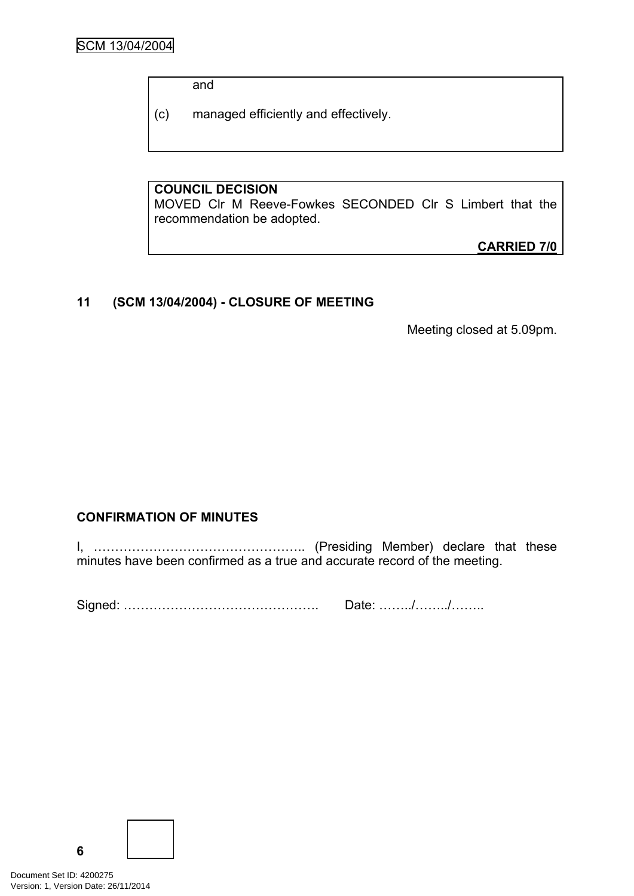and

(c) managed efficiently and effectively.

**COUNCIL DECISION**
MOVED Clr M Reeve-Fowkes SECONDED Clr S Limbert that the recommendation be adopted.

**CARRIED 7/0**

## 11 (SCM 13/04/2004) - CLOSURE OF MEETING

Meeting closed at 5.09pm.

## CONFIRMATION OF MINUTES

I, ………………………………………….. (Presiding Member) declare that these minutes have been confirmed as a true and accurate record of the meeting.

Signed: ………………………………………. Date: ……../……../……..

Document Set ID: 4200275
Version: 1, Version Date: 26/11/2014